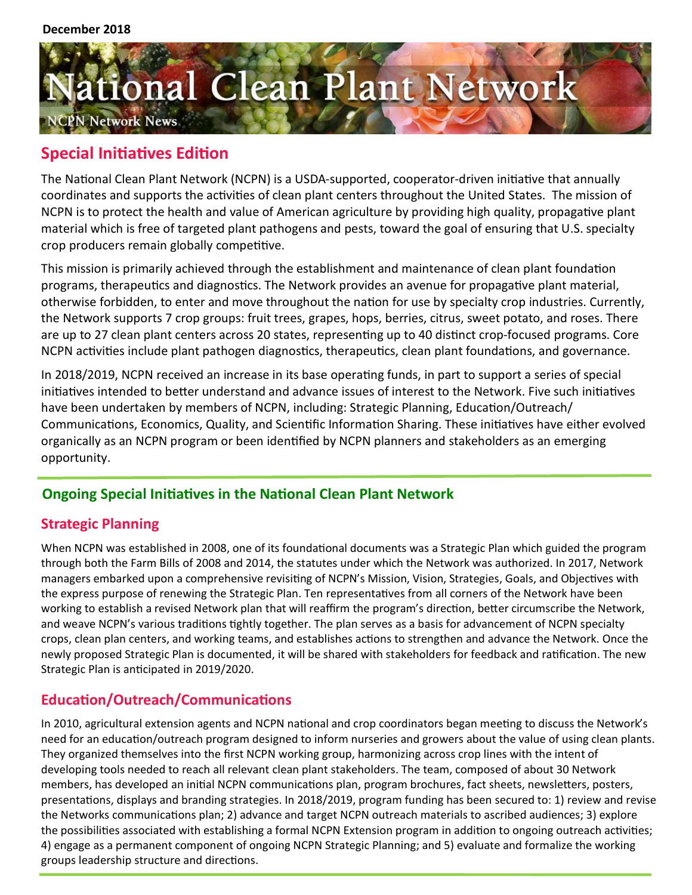December 2018

# National Clean Plant Network

NCPN Network News

## Special Initiatives Edition

The National Clean Plant Network (NCPN) is a USDA-supported, cooperator-driven initiative that annually coordinates and supports the activities of clean plant centers throughout the United States. The mission of NCPN is to protect the health and value of American agriculture by providing high quality, propagative plant material which is free of targeted plant pathogens and pests, toward the goal of ensuring that U.S. specialty crop producers remain globally competitive.

This mission is primarily achieved through the establishment and maintenance of clean plant foundation programs, therapeutics and diagnostics. The Network provides an avenue for propagative plant material, otherwise forbidden, to enter and move throughout the nation for use by specialty crop industries. Currently, the Network supports 7 crop groups: fruit trees, grapes, hops, berries, citrus, sweet potato, and roses. There are up to 27 clean plant centers across 20 states, representing up to 40 distinct crop-focused programs. Core NCPN activities include plant pathogen diagnostics, therapeutics, clean plant foundations, and governance.

In 2018/2019, NCPN received an increase in its base operating funds, in part to support a series of special initiatives intended to better understand and advance issues of interest to the Network. Five such initiatives have been undertaken by members of NCPN, including: Strategic Planning, Education/Outreach/Communications, Economics, Quality, and Scientific Information Sharing. These initiatives have either evolved organically as an NCPN program or been identified by NCPN planners and stakeholders as an emerging opportunity.

## Ongoing Special Initiatives in the National Clean Plant Network

### Strategic Planning

When NCPN was established in 2008, one of its foundational documents was a Strategic Plan which guided the program through both the Farm Bills of 2008 and 2014, the statutes under which the Network was authorized. In 2017, Network managers embarked upon a comprehensive revisiting of NCPN's Mission, Vision, Strategies, Goals, and Objectives with the express purpose of renewing the Strategic Plan. Ten representatives from all corners of the Network have been working to establish a revised Network plan that will reaffirm the program's direction, better circumscribe the Network, and weave NCPN's various traditions tightly together. The plan serves as a basis for advancement of NCPN specialty crops, clean plan centers, and working teams, and establishes actions to strengthen and advance the Network. Once the newly proposed Strategic Plan is documented, it will be shared with stakeholders for feedback and ratification. The new Strategic Plan is anticipated in 2019/2020.

### Education/Outreach/Communications

In 2010, agricultural extension agents and NCPN national and crop coordinators began meeting to discuss the Network's need for an education/outreach program designed to inform nurseries and growers about the value of using clean plants. They organized themselves into the first NCPN working group, harmonizing across crop lines with the intent of developing tools needed to reach all relevant clean plant stakeholders. The team, composed of about 30 Network members, has developed an initial NCPN communications plan, program brochures, fact sheets, newsletters, posters, presentations, displays and branding strategies. In 2018/2019, program funding has been secured to: 1) review and revise the Networks communications plan; 2) advance and target NCPN outreach materials to ascribed audiences; 3) explore the possibilities associated with establishing a formal NCPN Extension program in addition to ongoing outreach activities; 4) engage as a permanent component of ongoing NCPN Strategic Planning; and 5) evaluate and formalize the working groups leadership structure and directions.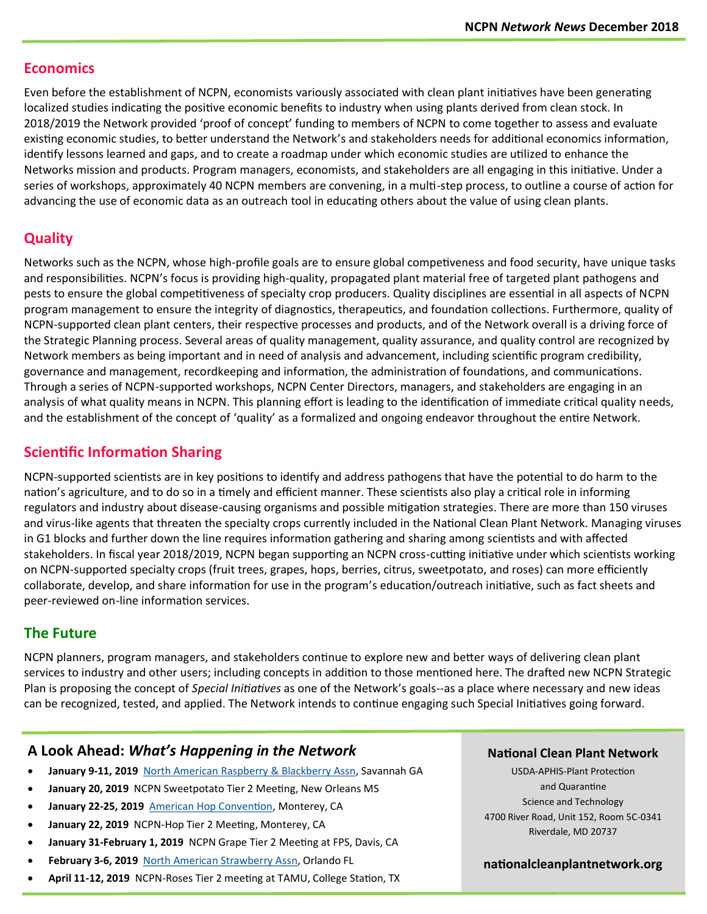## Economics

Even before the establishment of NCPN, economists variously associated with clean plant initiatives have been generating localized studies indicating the positive economic benefits to industry when using plants derived from clean stock. In 2018/2019 the Network provided 'proof of concept' funding to members of NCPN to come together to assess and evaluate existing economic studies, to better understand the Network's and stakeholders needs for additional economics information, identify lessons learned and gaps, and to create a roadmap under which economic studies are utilized to enhance the Networks mission and products. Program managers, economists, and stakeholders are all engaging in this initiative. Under a series of workshops, approximately 40 NCPN members are convening, in a multi-step process, to outline a course of action for advancing the use of economic data as an outreach tool in educating others about the value of using clean plants.

## Quality

Networks such as the NCPN, whose high-profile goals are to ensure global competiveness and food security, have unique tasks and responsibilities. NCPN's focus is providing high-quality, propagated plant material free of targeted plant pathogens and pests to ensure the global competitiveness of specialty crop producers. Quality disciplines are essential in all aspects of NCPN program management to ensure the integrity of diagnostics, therapeutics, and foundation collections. Furthermore, quality of NCPN-supported clean plant centers, their respective processes and products, and of the Network overall is a driving force of the Strategic Planning process. Several areas of quality management, quality assurance, and quality control are recognized by Network members as being important and in need of analysis and advancement, including scientific program credibility, governance and management, recordkeeping and information, the administration of foundations, and communications. Through a series of NCPN-supported workshops, NCPN Center Directors, managers, and stakeholders are engaging in an analysis of what quality means in NCPN. This planning effort is leading to the identification of immediate critical quality needs, and the establishment of the concept of 'quality' as a formalized and ongoing endeavor throughout the entire Network.

## Scientific Information Sharing

NCPN-supported scientists are in key positions to identify and address pathogens that have the potential to do harm to the nation's agriculture, and to do so in a timely and efficient manner. These scientists also play a critical role in informing regulators and industry about disease-causing organisms and possible mitigation strategies. There are more than 150 viruses and virus-like agents that threaten the specialty crops currently included in the National Clean Plant Network. Managing viruses in G1 blocks and further down the line requires information gathering and sharing among scientists and with affected stakeholders. In fiscal year 2018/2019, NCPN began supporting an NCPN cross-cutting initiative under which scientists working on NCPN-supported specialty crops (fruit trees, grapes, hops, berries, citrus, sweetpotato, and roses) can more efficiently collaborate, develop, and share information for use in the program's education/outreach initiative, such as fact sheets and peer-reviewed on-line information services.

## The Future

NCPN planners, program managers, and stakeholders continue to explore new and better ways of delivering clean plant services to industry and other users; including concepts in addition to those mentioned here. The drafted new NCPN Strategic Plan is proposing the concept of *Special Initiatives* as one of the Network's goals--as a place where necessary and new ideas can be recognized, tested, and applied. The Network intends to continue engaging such Special Initiatives going forward.

## A Look Ahead: *What's Happening in the Network*

- **January 9-11, 2019** North American Raspberry & Blackberry Assn, Savannah GA
- **January 20, 2019** NCPN Sweetpotato Tier 2 Meeting, New Orleans MS
- **January 22-25, 2019** American Hop Convention, Monterey, CA
- **January 22, 2019** NCPN-Hop Tier 2 Meeting, Monterey, CA
- **January 31-February 1, 2019** NCPN Grape Tier 2 Meeting at FPS, Davis, CA
- **February 3-6, 2019** North American Strawberry Assn, Orlando FL
- **April 11-12, 2019** NCPN-Roses Tier 2 meeting at TAMU, College Station, TX

**National Clean Plant Network**

USDA-APHIS-Plant Protection
and Quarantine
Science and Technology
4700 River Road, Unit 152, Room 5C-0341
Riverdale, MD 20737

**nationalcleanplantnetwork.org**